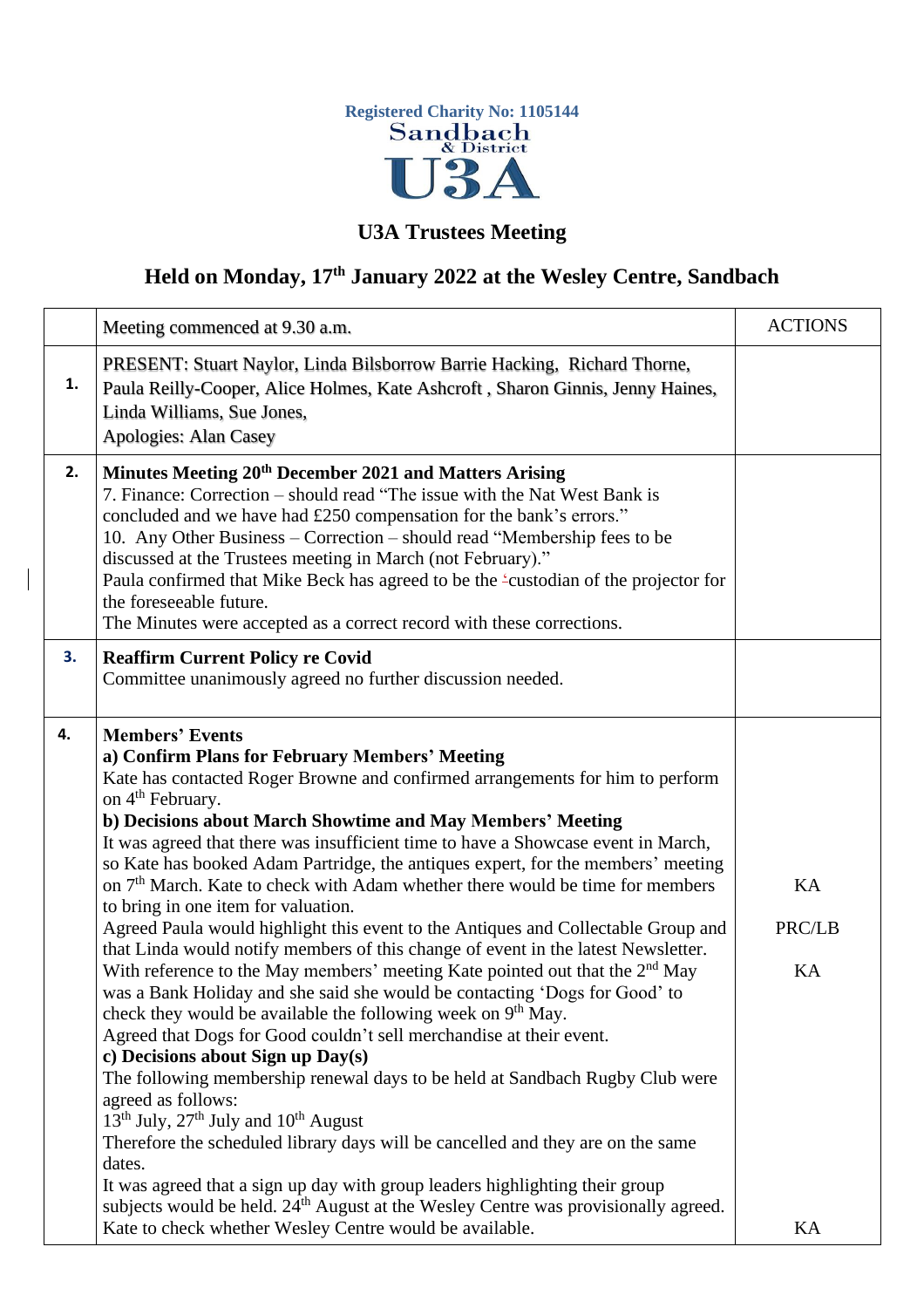Registered Charity No: 1105144

Sandbach & District U3A

# U3A Trustees Meeting

## Held on Monday, 17th January 2022 at the Wesley Centre, Sandbach

| | Meeting commenced at 9.30 a.m. | ACTIONS |
|---|---|---|
| **1.** | PRESENT: Stuart Naylor, Linda Bilsborrow Barrie Hacking, Richard Thorne, Paula Reilly-Cooper, Alice Holmes, Kate Ashcroft , Sharon Ginnis, Jenny Haines, Linda Williams, Sue Jones,<br>Apologies: Alan Casey | |
| **2.** | **Minutes Meeting 20th December 2021 and Matters Arising**<br>7. Finance: Correction – should read "The issue with the Nat West Bank is concluded and we have had £250 compensation for the bank's errors."<br>10. Any Other Business – Correction – should read "Membership fees to be discussed at the Trustees meeting in March (not February)."<br>Paula confirmed that Mike Beck has agreed to be the custodian of the projector for the foreseeable future.<br>The Minutes were accepted as a correct record with these corrections. | |
| **3.** | **Reaffirm Current Policy re Covid**<br>Committee unanimously agreed no further discussion needed. | |
| **4.** | **Members' Events**<br>**a) Confirm Plans for February Members' Meeting**<br>Kate has contacted Roger Browne and confirmed arrangements for him to perform on 4th February.<br>**b) Decisions about March Showtime and May Members' Meeting**<br>It was agreed that there was insufficient time to have a Showcase event in March, so Kate has booked Adam Partridge, the antiques expert, for the members' meeting on 7th March. Kate to check with Adam whether there would be time for members to bring in one item for valuation.<br>Agreed Paula would highlight this event to the Antiques and Collectable Group and that Linda would notify members of this change of event in the latest Newsletter.<br>With reference to the May members' meeting Kate pointed out that the 2nd May was a Bank Holiday and she said she would be contacting 'Dogs for Good' to check they would be available the following week on 9th May.<br>Agreed that Dogs for Good couldn't sell merchandise at their event.<br>**c) Decisions about Sign up Day(s)**<br>The following membership renewal days to be held at Sandbach Rugby Club were agreed as follows:<br>13th July, 27th July and 10th August<br>Therefore the scheduled library days will be cancelled and they are on the same dates.<br>It was agreed that a sign up day with group leaders highlighting their group subjects would be held. 24th August at the Wesley Centre was provisionally agreed. Kate to check whether Wesley Centre would be available. | KA<br><br>PRC/LB<br><br>KA<br><br><br><br><br><br><br><br><br>KA |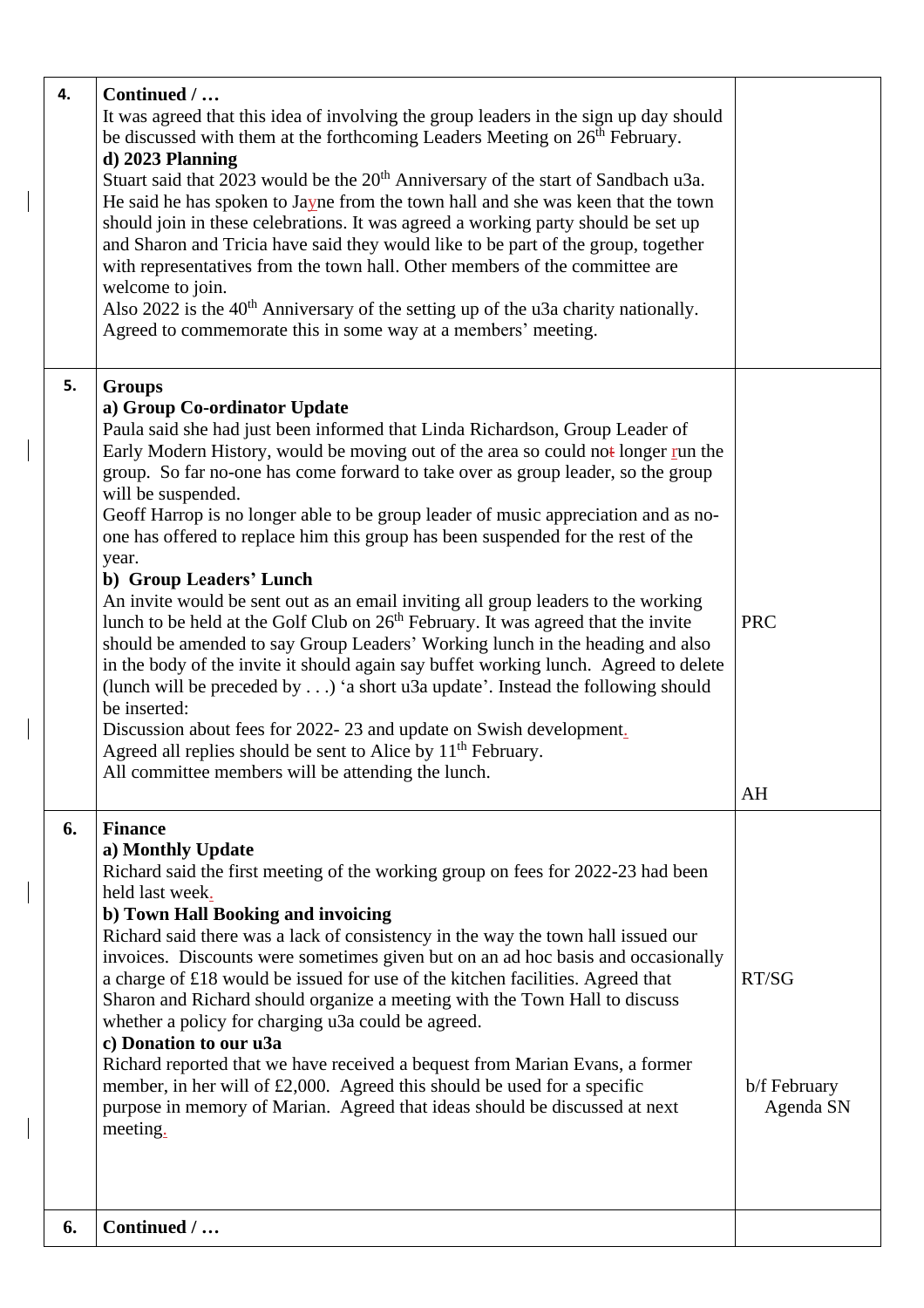| | | |
|---|---|---|
| **4.** | **Continued / …**<br>It was agreed that this idea of involving the group leaders in the sign up day should be discussed with them at the forthcoming Leaders Meeting on 26th February.<br>**d) 2023 Planning**<br>Stuart said that 2023 would be the 20th Anniversary of the start of Sandbach u3a. He said he has spoken to Jayne from the town hall and she was keen that the town should join in these celebrations. It was agreed a working party should be set up and Sharon and Tricia have said they would like to be part of the group, together with representatives from the town hall. Other members of the committee are welcome to join.<br>Also 2022 is the 40th Anniversary of the setting up of the u3a charity nationally. Agreed to commemorate this in some way at a members' meeting. | |
| **5.** | **Groups**<br>**a) Group Co-ordinator Update**<br>Paula said she had just been informed that Linda Richardson, Group Leader of Early Modern History, would be moving out of the area so could no longer run the group. So far no-one has come forward to take over as group leader, so the group will be suspended.<br>Geoff Harrop is no longer able to be group leader of music appreciation and as no-one has offered to replace him this group has been suspended for the rest of the year.<br>**b) Group Leaders' Lunch**<br>An invite would be sent out as an email inviting all group leaders to the working lunch to be held at the Golf Club on 26th February. It was agreed that the invite should be amended to say Group Leaders' Working lunch in the heading and also in the body of the invite it should again say buffet working lunch. Agreed to delete (lunch will be preceded by . . .) 'a short u3a update'. Instead the following should be inserted:<br>Discussion about fees for 2022- 23 and update on Swish development.<br>Agreed all replies should be sent to Alice by 11th February.<br>All committee members will be attending the lunch. | PRC<br><br>AH |
| **6.** | **Finance**<br>**a) Monthly Update**<br>Richard said the first meeting of the working group on fees for 2022-23 had been held last week.<br>**b) Town Hall Booking and invoicing**<br>Richard said there was a lack of consistency in the way the town hall issued our invoices. Discounts were sometimes given but on an ad hoc basis and occasionally a charge of £18 would be issued for use of the kitchen facilities. Agreed that Sharon and Richard should organize a meeting with the Town Hall to discuss whether a policy for charging u3a could be agreed.<br>**c) Donation to our u3a**<br>Richard reported that we have received a bequest from Marian Evans, a former member, in her will of £2,000. Agreed this should be used for a specific purpose in memory of Marian. Agreed that ideas should be discussed at next meeting. | RT/SG<br><br>b/f February Agenda SN |
| **6.** | **Continued / …** | |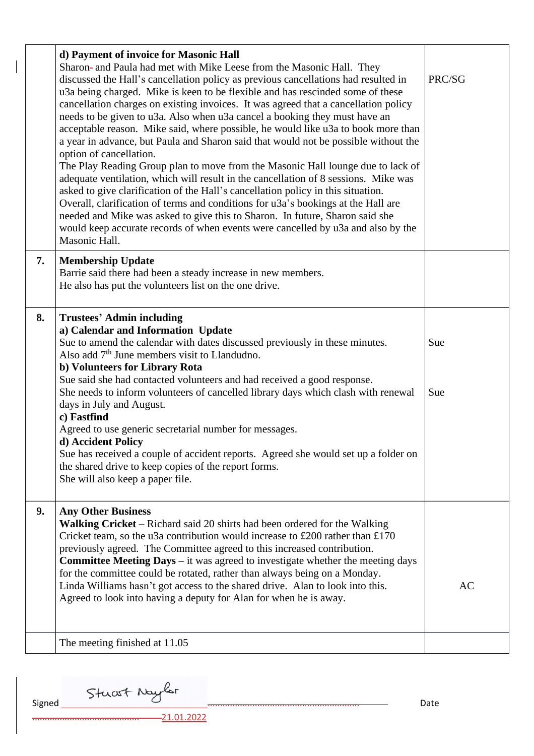| | | |
|---|---|---|
| | **d) Payment of invoice for Masonic Hall**<br>Sharon- and Paula had met with Mike Leese from the Masonic Hall. They discussed the Hall's cancellation policy as previous cancellations had resulted in u3a being charged. Mike is keen to be flexible and has rescinded some of these cancellation charges on existing invoices. It was agreed that a cancellation policy needs to be given to u3a. Also when u3a cancel a booking they must have an acceptable reason. Mike said, where possible, he would like u3a to book more than a year in advance, but Paula and Sharon said that would not be possible without the option of cancellation.<br>The Play Reading Group plan to move from the Masonic Hall lounge due to lack of adequate ventilation, which will result in the cancellation of 8 sessions. Mike was asked to give clarification of the Hall's cancellation policy in this situation.<br>Overall, clarification of terms and conditions for u3a's bookings at the Hall are needed and Mike was asked to give this to Sharon. In future, Sharon said she would keep accurate records of when events were cancelled by u3a and also by the Masonic Hall. | PRC/SG |
| **7.** | **Membership Update**<br>Barrie said there had been a steady increase in new members.<br>He also has put the volunteers list on the one drive. | |
| **8.** | **Trustees' Admin including**<br>**a) Calendar and Information Update**<br>Sue to amend the calendar with dates discussed previously in these minutes.<br>Also add 7th June members visit to Llandudno.<br>**b) Volunteers for Library Rota**<br>Sue said she had contacted volunteers and had received a good response.<br>She needs to inform volunteers of cancelled library days which clash with renewal days in July and August.<br>**c) Fastfind**<br>Agreed to use generic secretarial number for messages.<br>**d) Accident Policy**<br>Sue has received a couple of accident reports. Agreed she would set up a folder on the shared drive to keep copies of the report forms.<br>She will also keep a paper file. | Sue<br><br>Sue |
| **9.** | **Any Other Business**<br>**Walking Cricket** – Richard said 20 shirts had been ordered for the Walking Cricket team, so the u3a contribution would increase to £200 rather than £170 previously agreed. The Committee agreed to this increased contribution.<br>**Committee Meeting Days** – it was agreed to investigate whether the meeting days for the committee could be rotated, rather than always being on a Monday.<br>Linda Williams hasn't got access to the shared drive. Alan to look into this.<br>Agreed to look into having a deputy for Alan for when he is away. | AC |
| | The meeting finished at 11.05 | |

Signed Stuart Naylor Date 21.01.2022